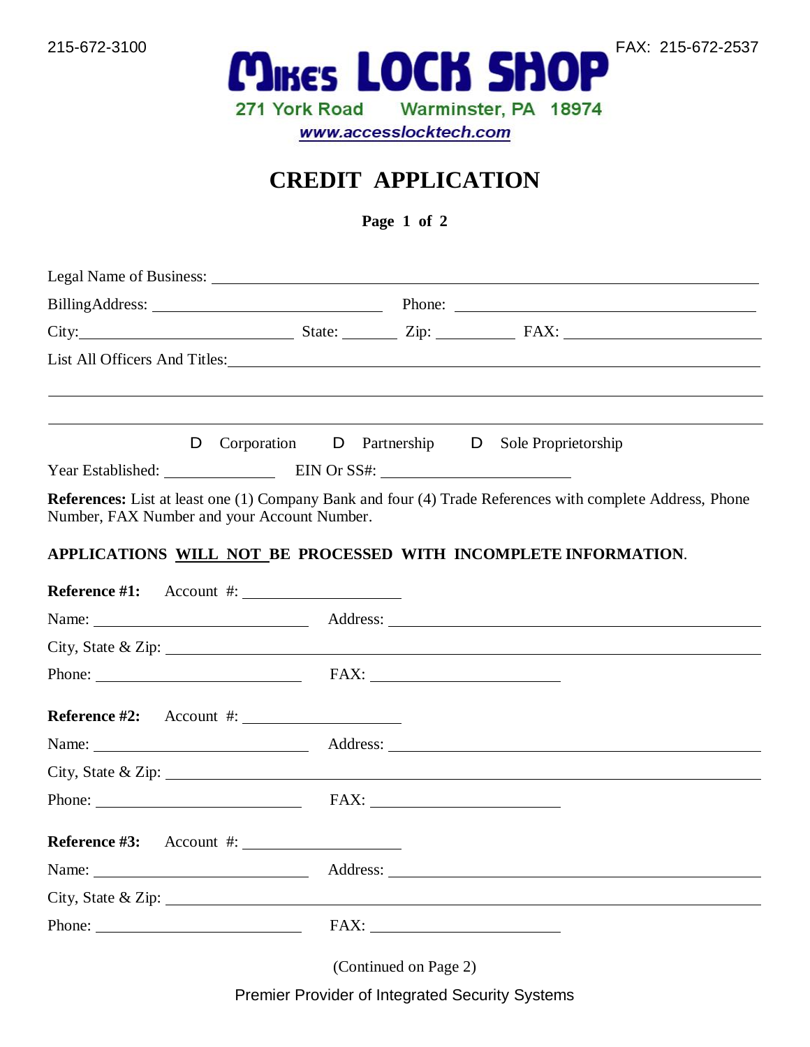215-672-3100 **MIKE'S LOCK SHOP** FAX: 215-672-2537

271 York Road Warminster, PA 18974

www.accesslocktech.com

# CREDIT APPLICATION

**Page 1 of 2**

Legal Name of Business: ______________________________

BillingAddress: ______________________ Phone: ______________________

City: ______________ State: ______ Zip: ________ FAX: ______________

List All Officers And Titles: ______________________________

______________________________

______________________________

D Corporation D Partnership D Sole Proprietorship

Year Established: ____________ EIN Or SS#: ____________________

**References:** List at least one (1) Company Bank and four (4) Trade References with complete Address, Phone Number, FAX Number and your Account Number.

**APPLICATIONS WILL NOT BE PROCESSED WITH INCOMPLETE INFORMATION**.

**Reference #1:** Account #: ________________

Name: ____________________ Address: ______________________________

City, State & Zip: ______________________________

Phone: ____________________ FAX: ____________________

**Reference #2:** Account #: ________________

Name: ____________________ Address: ______________________________

City, State & Zip: ______________________________

Phone: ____________________ FAX: ____________________

**Reference #3:** Account #: ________________

Name: ____________________ Address: ______________________________

City, State & Zip: ______________________________

Phone: ____________________ FAX: ____________________

(Continued on Page 2)

Premier Provider of Integrated Security Systems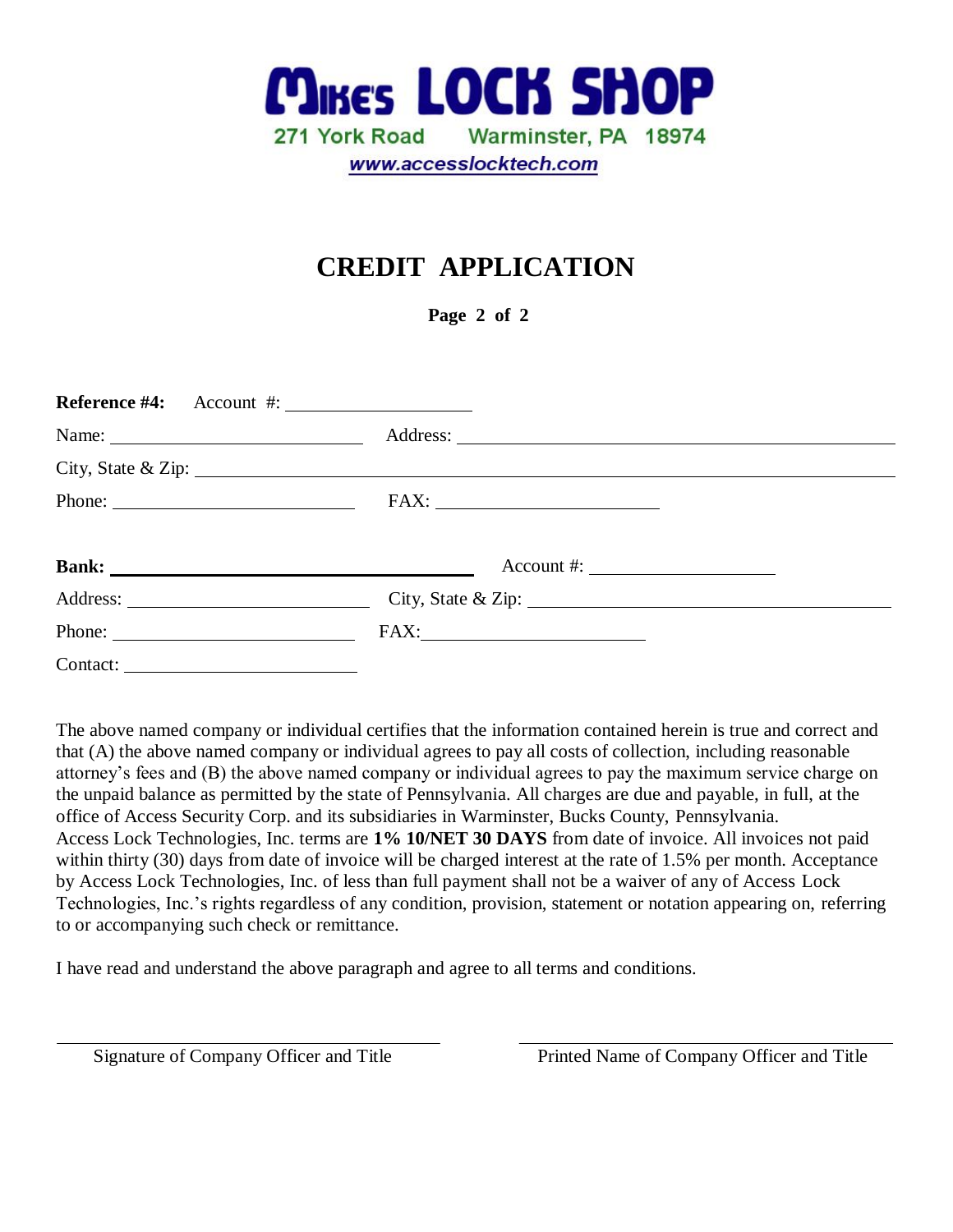# Mike's LOCK SHOP

271 York Road Warminster, PA 18974

www.accesslocktech.com

# CREDIT APPLICATION

**Page 2 of 2**

**Reference #4:** Account #: ____________________

Name: ____________________ Address: ____________________

City, State & Zip: ____________________

Phone: ____________________ FAX: ____________________

**Bank:** ____________________ Account #: ____________________

Address: ____________________ City, State & Zip: ____________________

Phone: ____________________ FAX: ____________________

Contact: ____________________

The above named company or individual certifies that the information contained herein is true and correct and that (A) the above named company or individual agrees to pay all costs of collection, including reasonable attorney's fees and (B) the above named company or individual agrees to pay the maximum service charge on the unpaid balance as permitted by the state of Pennsylvania. All charges are due and payable, in full, at the office of Access Security Corp. and its subsidiaries in Warminster, Bucks County, Pennsylvania. Access Lock Technologies, Inc. terms are **1% 10/NET 30 DAYS** from date of invoice. All invoices not paid within thirty (30) days from date of invoice will be charged interest at the rate of 1.5% per month. Acceptance by Access Lock Technologies, Inc. of less than full payment shall not be a waiver of any of Access Lock Technologies, Inc.'s rights regardless of any condition, provision, statement or notation appearing on, referring to or accompanying such check or remittance.

I have read and understand the above paragraph and agree to all terms and conditions.

____________________ Signature of Company Officer and Title

____________________ Printed Name of Company Officer and Title